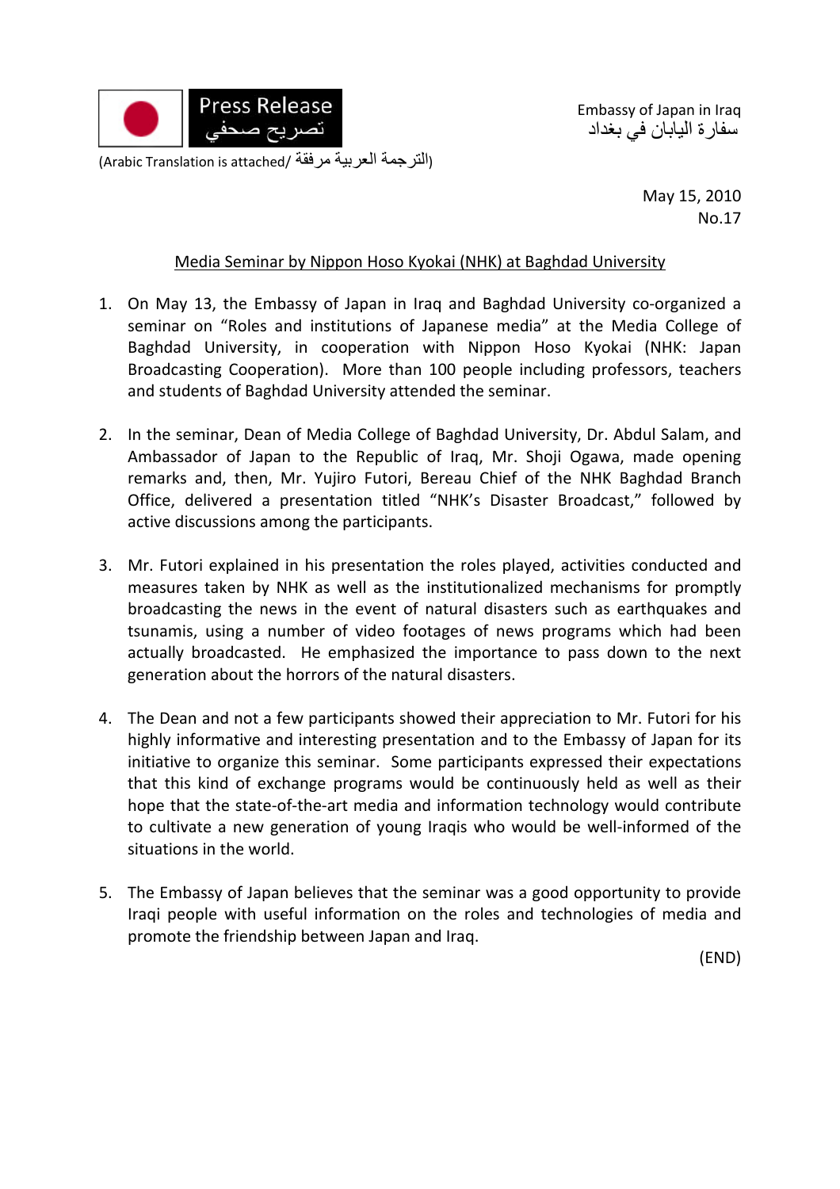Press Release
تصريح صحفي

(Arabic Translation is attached/ الترجمة العربية مرفقة)

Embassy of Japan in Iraq
سفارة اليابان في بغداد

May 15, 2010
No.17

## Media Seminar by Nippon Hoso Kyokai (NHK) at Baghdad University

1. On May 13, the Embassy of Japan in Iraq and Baghdad University co-organized a seminar on "Roles and institutions of Japanese media" at the Media College of Baghdad University, in cooperation with Nippon Hoso Kyokai (NHK: Japan Broadcasting Cooperation). More than 100 people including professors, teachers and students of Baghdad University attended the seminar.

2. In the seminar, Dean of Media College of Baghdad University, Dr. Abdul Salam, and Ambassador of Japan to the Republic of Iraq, Mr. Shoji Ogawa, made opening remarks and, then, Mr. Yujiro Futori, Bereau Chief of the NHK Baghdad Branch Office, delivered a presentation titled "NHK's Disaster Broadcast," followed by active discussions among the participants.

3. Mr. Futori explained in his presentation the roles played, activities conducted and measures taken by NHK as well as the institutionalized mechanisms for promptly broadcasting the news in the event of natural disasters such as earthquakes and tsunamis, using a number of video footages of news programs which had been actually broadcasted. He emphasized the importance to pass down to the next generation about the horrors of the natural disasters.

4. The Dean and not a few participants showed their appreciation to Mr. Futori for his highly informative and interesting presentation and to the Embassy of Japan for its initiative to organize this seminar. Some participants expressed their expectations that this kind of exchange programs would be continuously held as well as their hope that the state-of-the-art media and information technology would contribute to cultivate a new generation of young Iraqis who would be well-informed of the situations in the world.

5. The Embassy of Japan believes that the seminar was a good opportunity to provide Iraqi people with useful information on the roles and technologies of media and promote the friendship between Japan and Iraq.

(END)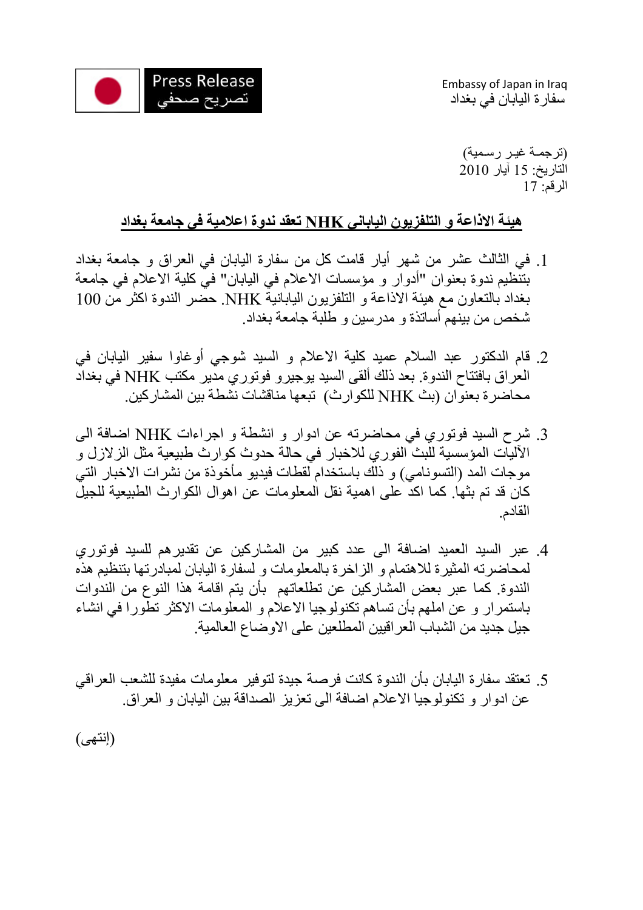Press Release
تصريح صحفي

Embassy of Japan in Iraq
سفارة اليابان في بغداد

(ترجمة غير رسمية)
التاريخ: 15 آيار 2010
الرقم: 17

## هيئة الاذاعة و التلفزيون اليابانى NHK تعقد ندوة اعلامية فى جامعة بغداد

1. في الثالث عشر من شهر أيار قامت كل من سفارة اليابان في العراق و جامعة بغداد بتنظيم ندوة بعنوان "أدوار و مؤسسات الاعلام في اليابان" في كلية الاعلام في جامعة بغداد بالتعاون مع هيئة الاذاعة و التلفزيون اليابانية NHK. حضر الندوة اكثر من 100 شخص من بينهم أساتذة و مدرسين و طلبة جامعة بغداد.

2. قام الدكتور عبد السلام عميد كلية الاعلام و السيد شوجي أوغاوا سفير اليابان في العراق بافتتاح الندوة. بعد ذلك ألقى السيد يوجيرو فوتوري مدير مكتب NHK في بغداد محاضرة بعنوان (بث NHK للكوارث) تبعها مناقشات نشطة بين المشاركين.

3. شرح السيد فوتوري في محاضرته عن ادوار و انشطة و اجراءات NHK اضافة الى الآليات المؤسسية للبث الفوري للاخبار في حالة حدوث كوارث طبيعية مثل الزلازل و موجات المد (التسونامي) و ذلك باستخدام لقطات فيديو مأخوذة من نشرات الاخبار التي كان قد تم بثها. كما اكد على اهمية نقل المعلومات عن اهوال الكوارث الطبيعية للجيل القادم.

4. عبر السيد العميد اضافة الى عدد كبير من المشاركين عن تقديرهم للسيد فوتوري لمحاضرته المثيرة للاهتمام و الزاخرة بالمعلومات و لسفارة اليابان لمبادرتها بتنظيم هذه الندوة. كما عبر بعض المشاركين عن تطلعاتهم بأن يتم اقامة هذا النوع من الندوات باستمرار و عن املهم بأن تساهم تكنولوجيا الاعلام و المعلومات الاكثر تطورا في انشاء جيل جديد من الشباب العراقيين المطلعين على الاوضاع العالمية.

5. تعتقد سفارة اليابان بأن الندوة كانت فرصة جيدة لتوفير معلومات مفيدة للشعب العراقي عن ادوار و تكنولوجيا الاعلام اضافة الى تعزيز الصداقة بين اليابان و العراق.

(إنتهى)